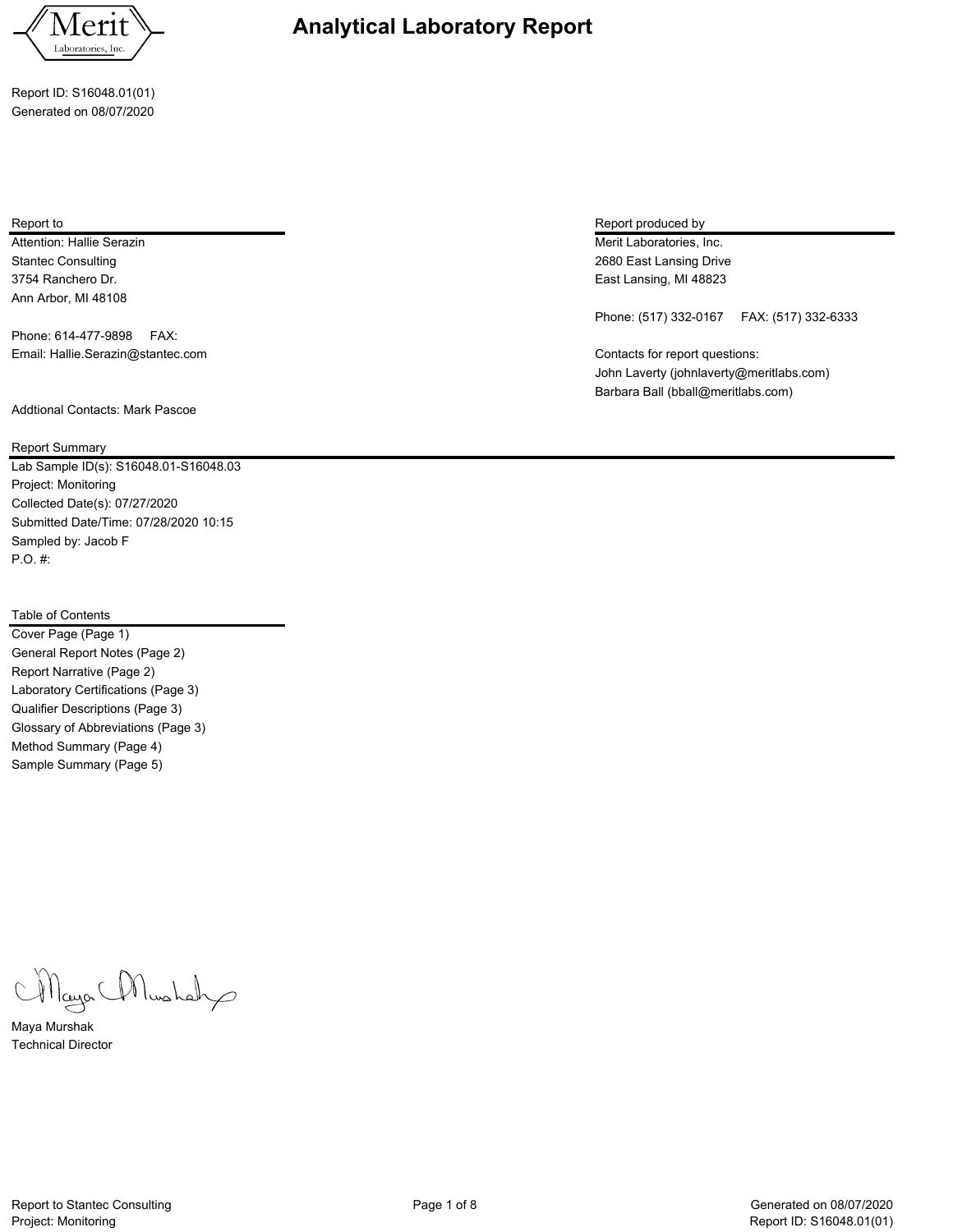Merit Laboratories, Inc.

# Analytical Laboratory Report

Report ID: S16048.01(01)
Generated on 08/07/2020

**Report to**

Attention: Hallie Serazin
Stantec Consulting
3754 Ranchero Dr.
Ann Arbor, MI 48108

Phone: 614-477-9898 FAX:
Email: Hallie.Serazin@stantec.com

Addtional Contacts: Mark Pascoe

**Report produced by**

Merit Laboratories, Inc.
2680 East Lansing Drive
East Lansing, MI 48823

Phone: (517) 332-0167 FAX: (517) 332-6333

Contacts for report questions:
John Laverty (johnlaverty@meritlabs.com)
Barbara Ball (bball@meritlabs.com)

**Report Summary**

Lab Sample ID(s): S16048.01-S16048.03
Project: Monitoring
Collected Date(s): 07/27/2020
Submitted Date/Time: 07/28/2020 10:15
Sampled by: Jacob F
P.O. #:

**Table of Contents**

Cover Page (Page 1)
General Report Notes (Page 2)
Report Narrative (Page 2)
Laboratory Certifications (Page 3)
Qualifier Descriptions (Page 3)
Glossary of Abbreviations (Page 3)
Method Summary (Page 4)
Sample Summary (Page 5)

Maya Murshak
Technical Director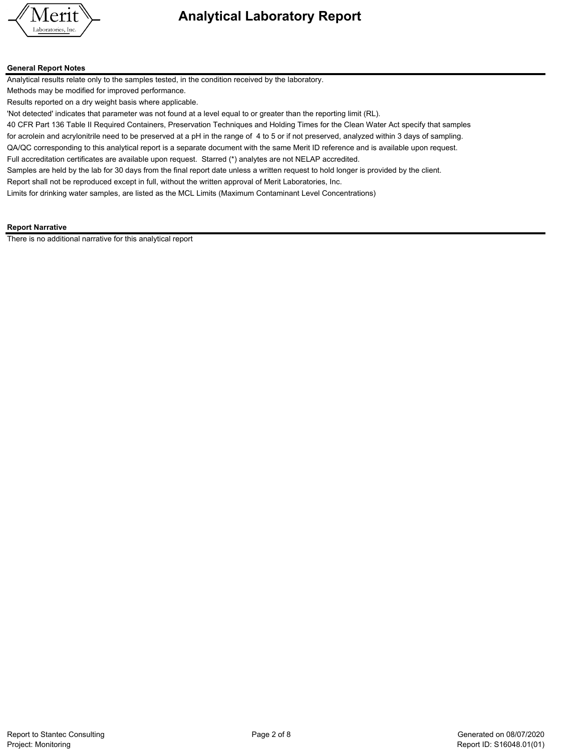# Analytical Laboratory Report

## General Report Notes

Analytical results relate only to the samples tested, in the condition received by the laboratory.

Methods may be modified for improved performance.

Results reported on a dry weight basis where applicable.

'Not detected' indicates that parameter was not found at a level equal to or greater than the reporting limit (RL).

40 CFR Part 136 Table II Required Containers, Preservation Techniques and Holding Times for the Clean Water Act specify that samples for acrolein and acrylonitrile need to be preserved at a pH in the range of 4 to 5 or if not preserved, analyzed within 3 days of sampling.

QA/QC corresponding to this analytical report is a separate document with the same Merit ID reference and is available upon request.

Full accreditation certificates are available upon request. Starred (*) analytes are not NELAP accredited.

Samples are held by the lab for 30 days from the final report date unless a written request to hold longer is provided by the client.

Report shall not be reproduced except in full, without the written approval of Merit Laboratories, Inc.

Limits for drinking water samples, are listed as the MCL Limits (Maximum Contaminant Level Concentrations)

## Report Narrative

There is no additional narrative for this analytical report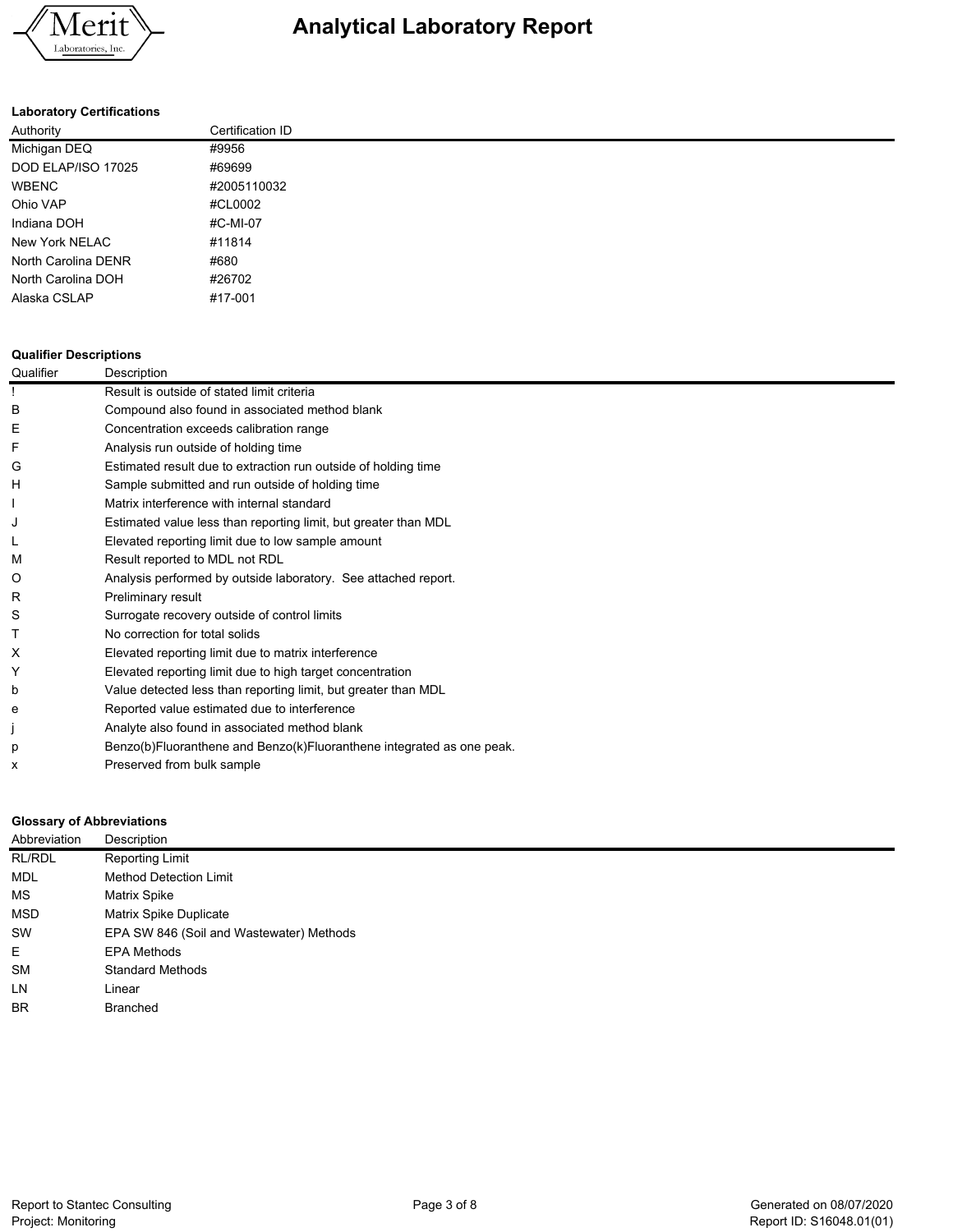# Analytical Laboratory Report

**Laboratory Certifications**

| Authority | Certification ID |
|---|---|
| Michigan DEQ | #9956 |
| DOD ELAP/ISO 17025 | #69699 |
| WBENC | #2005110032 |
| Ohio VAP | #CL0002 |
| Indiana DOH | #C-MI-07 |
| New York NELAC | #11814 |
| North Carolina DENR | #680 |
| North Carolina DOH | #26702 |
| Alaska CSLAP | #17-001 |

**Qualifier Descriptions**

| Qualifier | Description |
|---|---|
| ! | Result is outside of stated limit criteria |
| B | Compound also found in associated method blank |
| E | Concentration exceeds calibration range |
| F | Analysis run outside of holding time |
| G | Estimated result due to extraction run outside of holding time |
| H | Sample submitted and run outside of holding time |
| I | Matrix interference with internal standard |
| J | Estimated value less than reporting limit, but greater than MDL |
| L | Elevated reporting limit due to low sample amount |
| M | Result reported to MDL not RDL |
| O | Analysis performed by outside laboratory. See attached report. |
| R | Preliminary result |
| S | Surrogate recovery outside of control limits |
| T | No correction for total solids |
| X | Elevated reporting limit due to matrix interference |
| Y | Elevated reporting limit due to high target concentration |
| b | Value detected less than reporting limit, but greater than MDL |
| e | Reported value estimated due to interference |
| j | Analyte also found in associated method blank |
| p | Benzo(b)Fluoranthene and Benzo(k)Fluoranthene integrated as one peak. |
| x | Preserved from bulk sample |

**Glossary of Abbreviations**

| Abbreviation | Description |
|---|---|
| RL/RDL | Reporting Limit |
| MDL | Method Detection Limit |
| MS | Matrix Spike |
| MSD | Matrix Spike Duplicate |
| SW | EPA SW 846 (Soil and Wastewater) Methods |
| E | EPA Methods |
| SM | Standard Methods |
| LN | Linear |
| BR | Branched |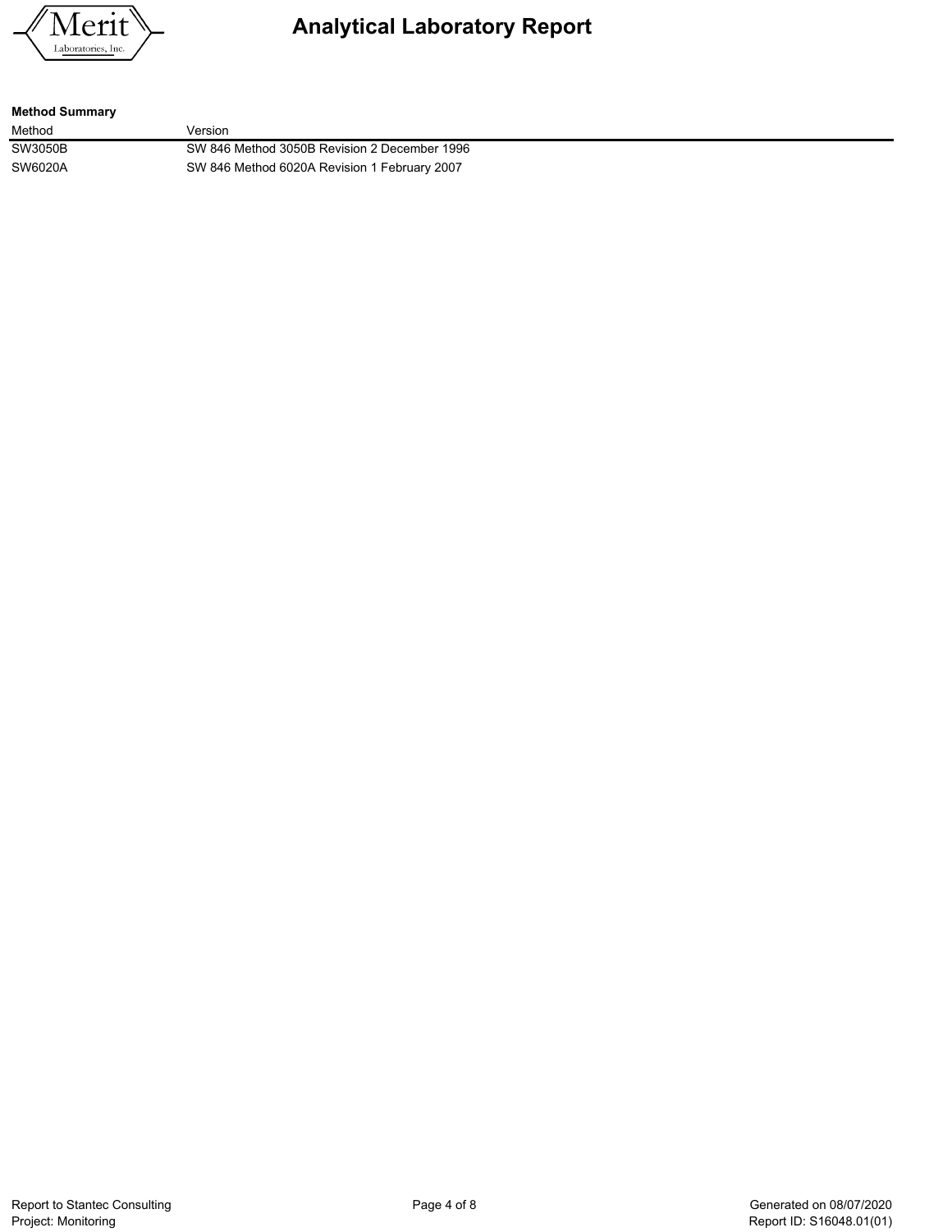**Method Summary**

| Method | Version |
|---|---|
| SW3050B | SW 846 Method 3050B Revision 2 December 1996 |
| SW6020A | SW 846 Method 6020A Revision 1 February 2007 |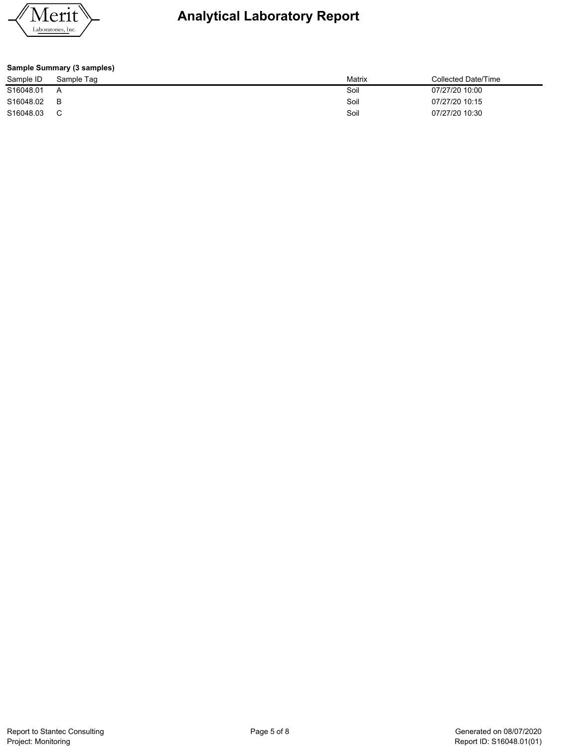# Analytical Laboratory Report

**Sample Summary (3 samples)**

| Sample ID | Sample Tag | Matrix | Collected Date/Time |
|---|---|---|---|
| S16048.01 | A | Soil | 07/27/20 10:00 |
| S16048.02 | B | Soil | 07/27/20 10:15 |
| S16048.03 | C | Soil | 07/27/20 10:30 |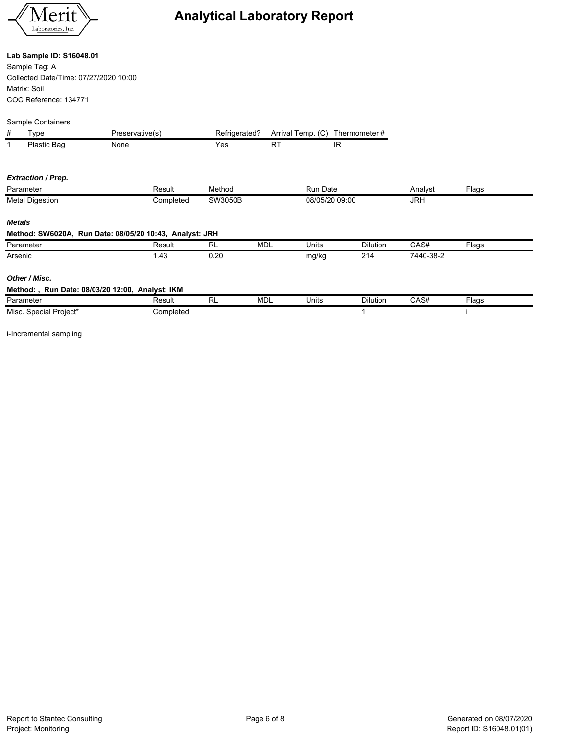# Analytical Laboratory Report

**Lab Sample ID: S16048.01**

Sample Tag: A
Collected Date/Time: 07/27/2020 10:00
Matrix: Soil
COC Reference: 134771

Sample Containers

| # | Type | Preservative(s) | Refrigerated? | Arrival Temp. (C) | Thermometer # |
|---|---|---|---|---|---|
| 1 | Plastic Bag | None | Yes | RT | IR |

### *Extraction / Prep.*

| Parameter | Result | Method | Run Date | Analyst | Flags |
|---|---|---|---|---|---|
| Metal Digestion | Completed | SW3050B | 08/05/20 09:00 | JRH | |

### *Metals*

**Method: SW6020A, Run Date: 08/05/20 10:43, Analyst: JRH**

| Parameter | Result | RL | MDL | Units | Dilution | CAS# | Flags |
|---|---|---|---|---|---|---|---|
| Arsenic | 1.43 | 0.20 | | mg/kg | 214 | 7440-38-2 | |

### *Other / Misc.*

**Method: , Run Date: 08/03/20 12:00, Analyst: IKM**

| Parameter | Result | RL | MDL | Units | Dilution | CAS# | Flags |
|---|---|---|---|---|---|---|---|
| Misc. Special Project* | Completed | | | | 1 | | i |

i-Incremental sampling

Report to Stantec Consulting
Project: Monitoring

Generated on 08/07/2020
Report ID: S16048.01(01)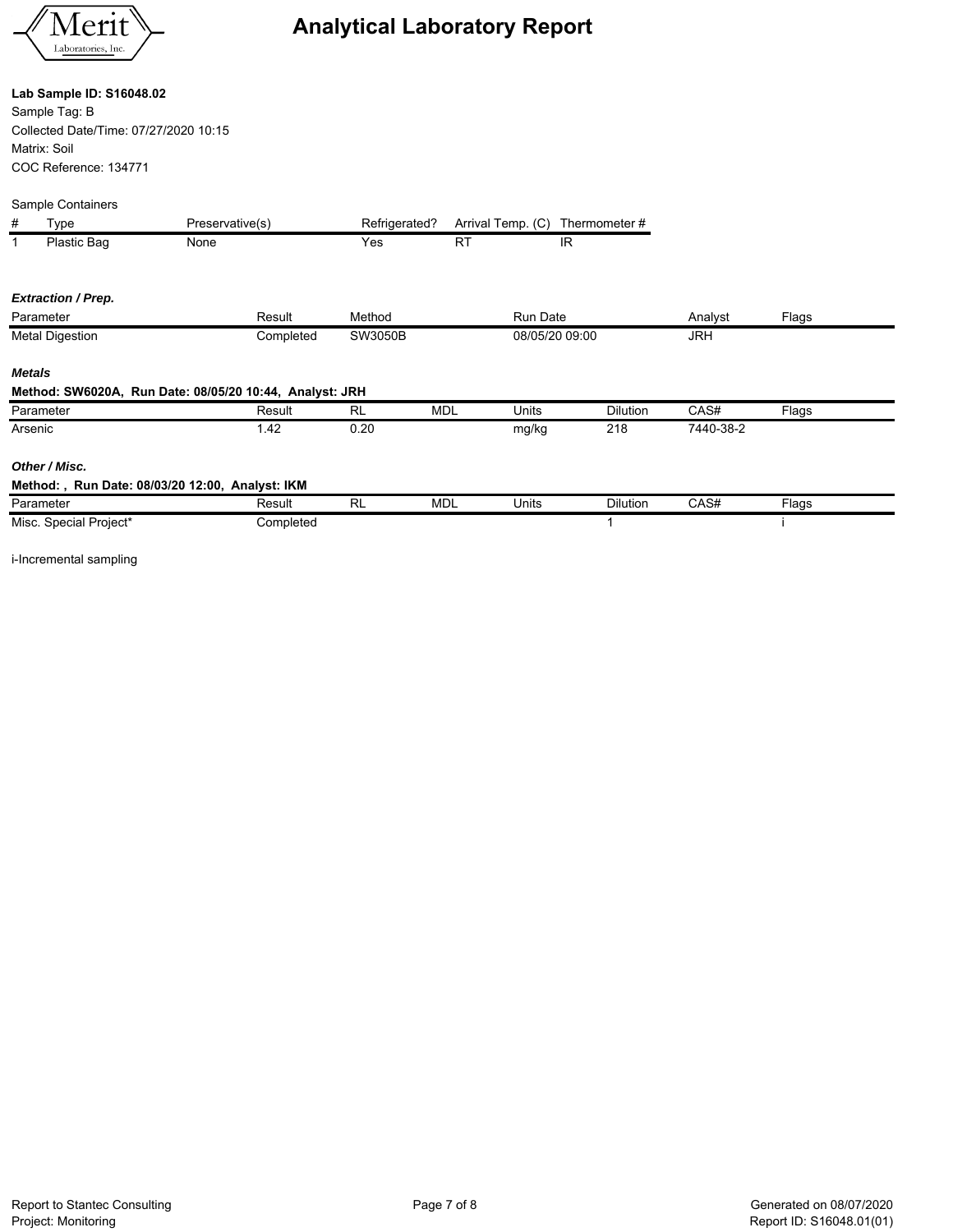# Analytical Laboratory Report

**Lab Sample ID: S16048.02**

Sample Tag: B

Collected Date/Time: 07/27/2020 10:15

Matrix: Soil

COC Reference: 134771

Sample Containers

| # | Type | Preservative(s) | Refrigerated? | Arrival Temp. (C) | Thermometer # |
|---|---|---|---|---|---|
| 1 | Plastic Bag | None | Yes | RT | IR |

***Extraction / Prep.***

| Parameter | Result | Method | Run Date | Analyst | Flags |
|---|---|---|---|---|---|
| Metal Digestion | Completed | SW3050B | 08/05/20 09:00 | JRH | |

***Metals***

**Method: SW6020A, Run Date: 08/05/20 10:44, Analyst: JRH**

| Parameter | Result | RL | MDL | Units | Dilution | CAS# | Flags |
|---|---|---|---|---|---|---|---|
| Arsenic | 1.42 | 0.20 | | mg/kg | 218 | 7440-38-2 | |

***Other / Misc.***

**Method: , Run Date: 08/03/20 12:00, Analyst: IKM**

| Parameter | Result | RL | MDL | Units | Dilution | CAS# | Flags |
|---|---|---|---|---|---|---|---|
| Misc. Special Project* | Completed | | | | 1 | | i |

i-Incremental sampling

Report to Stantec Consulting
Project: Monitoring

Generated on 08/07/2020
Report ID: S16048.01(01)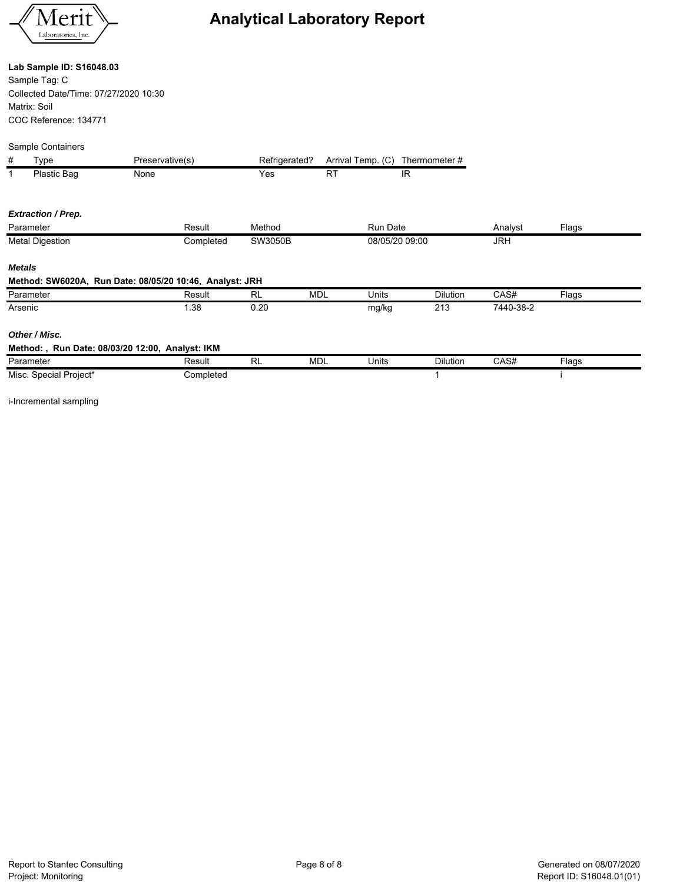# Analytical Laboratory Report

**Lab Sample ID: S16048.03**

Sample Tag: C

Collected Date/Time: 07/27/2020 10:30

Matrix: Soil

COC Reference: 134771

Sample Containers

| # | Type | Preservative(s) | Refrigerated? | Arrival Temp. (C) | Thermometer # |
|---|---|---|---|---|---|
| 1 | Plastic Bag | None | Yes | RT | IR |

***Extraction / Prep.***

| Parameter | Result | Method | Run Date | Analyst | Flags |
|---|---|---|---|---|---|
| Metal Digestion | Completed | SW3050B | 08/05/20 09:00 | JRH | |

***Metals***

**Method: SW6020A, Run Date: 08/05/20 10:46, Analyst: JRH**

| Parameter | Result | RL | MDL | Units | Dilution | CAS# | Flags |
|---|---|---|---|---|---|---|---|
| Arsenic | 1.38 | 0.20 | | mg/kg | 213 | 7440-38-2 | |

***Other / Misc.***

**Method: , Run Date: 08/03/20 12:00, Analyst: IKM**

| Parameter | Result | RL | MDL | Units | Dilution | CAS# | Flags |
|---|---|---|---|---|---|---|---|
| Misc. Special Project* | Completed | | | | 1 | | i |

i-Incremental sampling

Report to Stantec Consulting
Project: Monitoring

Generated on 08/07/2020
Report ID: S16048.01(01)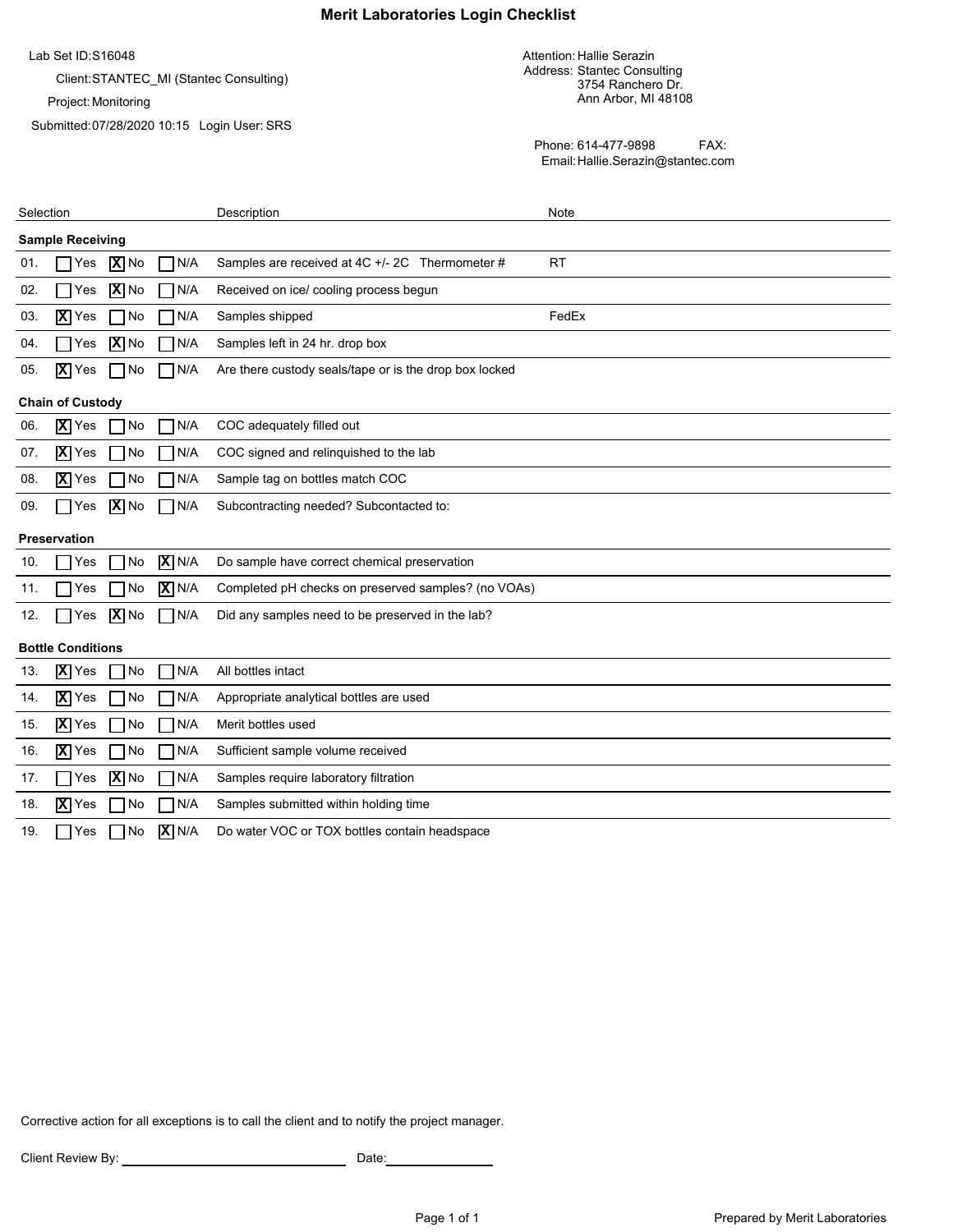# Merit Laboratories Login Checklist

Lab Set ID: S16048

Client: STANTEC_MI (Stantec Consulting)

Project: Monitoring

Submitted: 07/28/2020 10:15 Login User: SRS

Attention: Hallie Serazin
Address: Stantec Consulting
3754 Ranchero Dr.
Ann Arbor, MI 48108

Phone: 614-477-9898 FAX:
Email: Hallie.Serazin@stantec.com

| Selection | | | | Description | Note |
|---|---|---|---|---|---|
| **Sample Receiving** | | | | | |
| 01. | ☐ Yes | ☒ No | ☐ N/A | Samples are received at 4C +/- 2C Thermometer # | RT |
| 02. | ☐ Yes | ☒ No | ☐ N/A | Received on ice/ cooling process begun | |
| 03. | ☒ Yes | ☐ No | ☐ N/A | Samples shipped | FedEx |
| 04. | ☐ Yes | ☒ No | ☐ N/A | Samples left in 24 hr. drop box | |
| 05. | ☒ Yes | ☐ No | ☐ N/A | Are there custody seals/tape or is the drop box locked | |
| **Chain of Custody** | | | | | |
| 06. | ☒ Yes | ☐ No | ☐ N/A | COC adequately filled out | |
| 07. | ☒ Yes | ☐ No | ☐ N/A | COC signed and relinquished to the lab | |
| 08. | ☒ Yes | ☐ No | ☐ N/A | Sample tag on bottles match COC | |
| 09. | ☐ Yes | ☒ No | ☐ N/A | Subcontracting needed? Subcontacted to: | |
| **Preservation** | | | | | |
| 10. | ☐ Yes | ☐ No | ☒ N/A | Do sample have correct chemical preservation | |
| 11. | ☐ Yes | ☐ No | ☒ N/A | Completed pH checks on preserved samples? (no VOAs) | |
| 12. | ☐ Yes | ☒ No | ☐ N/A | Did any samples need to be preserved in the lab? | |
| **Bottle Conditions** | | | | | |
| 13. | ☒ Yes | ☐ No | ☐ N/A | All bottles intact | |
| 14. | ☒ Yes | ☐ No | ☐ N/A | Appropriate analytical bottles are used | |
| 15. | ☒ Yes | ☐ No | ☐ N/A | Merit bottles used | |
| 16. | ☒ Yes | ☐ No | ☐ N/A | Sufficient sample volume received | |
| 17. | ☐ Yes | ☒ No | ☐ N/A | Samples require laboratory filtration | |
| 18. | ☒ Yes | ☐ No | ☐ N/A | Samples submitted within holding time | |
| 19. | ☐ Yes | ☐ No | ☒ N/A | Do water VOC or TOX bottles contain headspace | |

Corrective action for all exceptions is to call the client and to notify the project manager.

Client Review By: ______________________ Date: ____________

Prepared by Merit Laboratories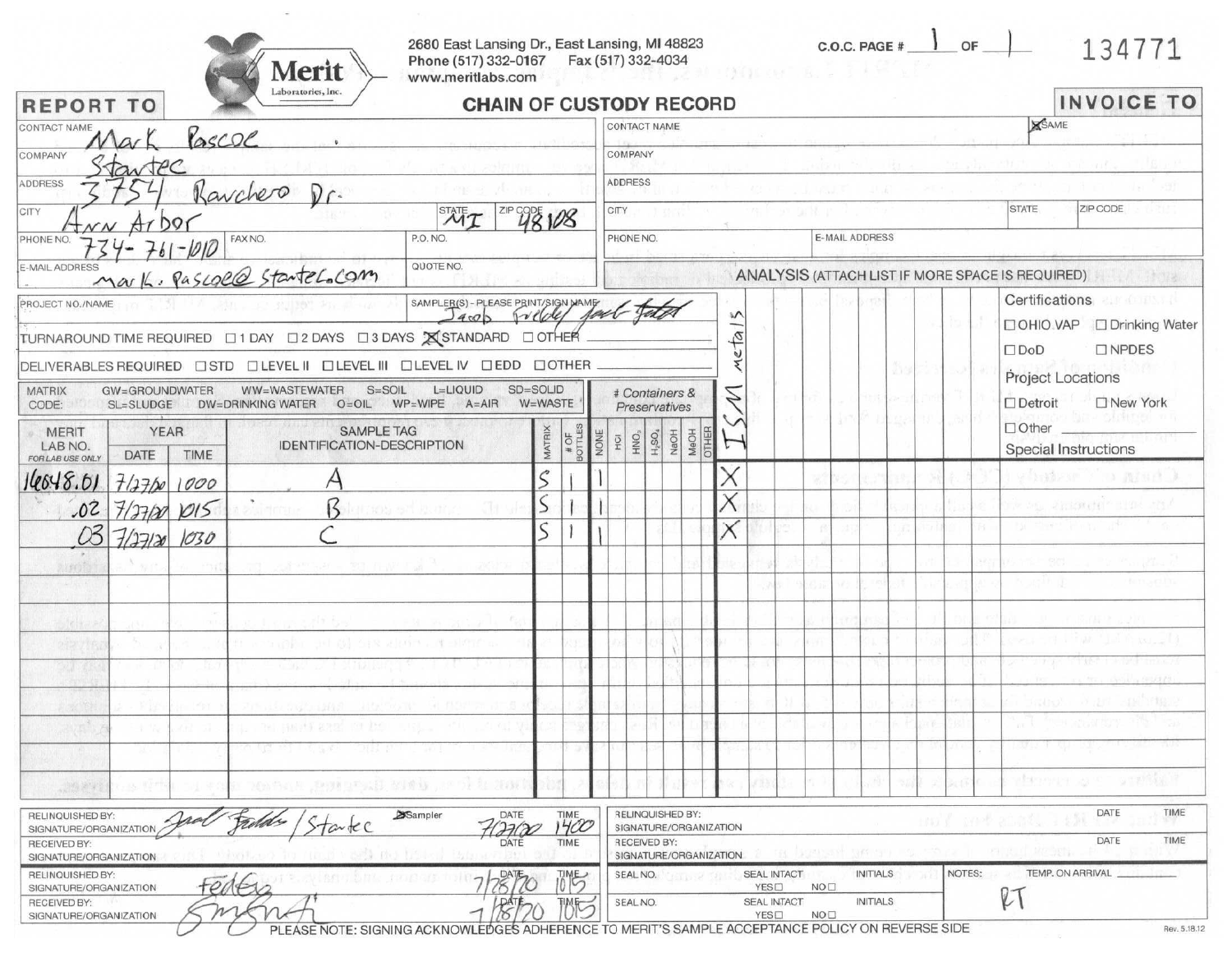**Merit** Laboratories, Inc.

2680 East Lansing Dr., East Lansing, MI 48823
Phone (517) 332-0167 Fax (517) 332-4034
www.meritlabs.com

C.O.C. PAGE # 1 OF 1

134771

# CHAIN OF CUSTODY RECORD

## REPORT TO

| | |
|---|---|
| CONTACT NAME | Mark Pascoe |
| COMPANY | Stantec |
| ADDRESS | 3754 Ranchero Dr. |
| CITY | Ann Arbor |
| STATE | MI |
| ZIP CODE | 48108 |
| PHONE NO. | 734-761-1010 |
| FAX NO. | |
| P.O. NO. | |
| E-MAIL ADDRESS | mark.pascoe@stantec.com |
| QUOTE NO. | |

## INVOICE TO

☒ SAME

| | |
|---|---|
| CONTACT NAME | |
| COMPANY | |
| ADDRESS | |
| CITY | |
| STATE | |
| ZIP CODE | |
| PHONE NO. | |
| E-MAIL ADDRESS | |

PROJECT NO./NAME:

SAMPLER(S) - PLEASE PRINT/SIGN NAME: Jacob Fiddle / [signature]

TURNAROUND TIME REQUIRED ☐ 1 DAY ☐ 2 DAYS ☐ 3 DAYS ☒ STANDARD ☐ OTHER

DELIVERABLES REQUIRED ☐ STD ☐ LEVEL II ☐ LEVEL III ☐ LEVEL IV ☐ EDD ☐ OTHER

MATRIX CODE: GW=GROUNDWATER WW=WASTEWATER S=SOIL L=LIQUID SD=SOLID SL=SLUDGE DW=DRINKING WATER O=OIL WP=WIPE A=AIR W=WASTE

ANALYSIS (ATTACH LIST IF MORE SPACE IS REQUIRED)

| MERIT LAB NO. (FOR LAB USE ONLY) | DATE | TIME | SAMPLE TAG IDENTIFICATION-DESCRIPTION | MATRIX | # OF BOTTLES | NONE | HCl | $HNO_3$ | $H_2SO_4$ | NaOH | MeOH | OTHER | ISM metals |
|---|---|---|---|---|---|---|---|---|---|---|---|---|---|
| 160648.01 | 7/27/20 | 1000 | A | S | 1 | 1 | | | | | | | X |
| .02 | 7/27/20 | 1015 | B | S | 1 | 1 | | | | | | | X |
| .03 | 7/27/20 | 1030 | C | S | 1 | 1 | | | | | | | X |

Certifications: ☐ OHIO VAP ☐ Drinking Water ☐ DoD ☐ NPDES

Project Locations: ☐ Detroit ☐ New York ☐ Other

Special Instructions

| | | DATE | TIME |
|---|---|---|---|
| RELINQUISHED BY: SIGNATURE/ORGANIZATION | [signature] / Stantec ☒ Sampler | 7/27/20 | 1400 |
| RECEIVED BY: SIGNATURE/ORGANIZATION | | | |
| RELINQUISHED BY: SIGNATURE/ORGANIZATION | FedEx | 7/28/20 | 1015 |
| RECEIVED BY: SIGNATURE/ORGANIZATION | [signature] | 7/28/20 | 1015 |

| | DATE | TIME |
|---|---|---|
| RELINQUISHED BY: SIGNATURE/ORGANIZATION | | |
| RECEIVED BY: SIGNATURE/ORGANIZATION | | |

SEAL NO. | SEAL INTACT YES☐ NO☐ | INITIALS

SEAL NO. | SEAL INTACT YES☐ NO☐ | INITIALS

NOTES:

TEMP. ON ARRIVAL: RT

PLEASE NOTE: SIGNING ACKNOWLEDGES ADHERENCE TO MERIT'S SAMPLE ACCEPTANCE POLICY ON REVERSE SIDE

Rev. 5.18.12